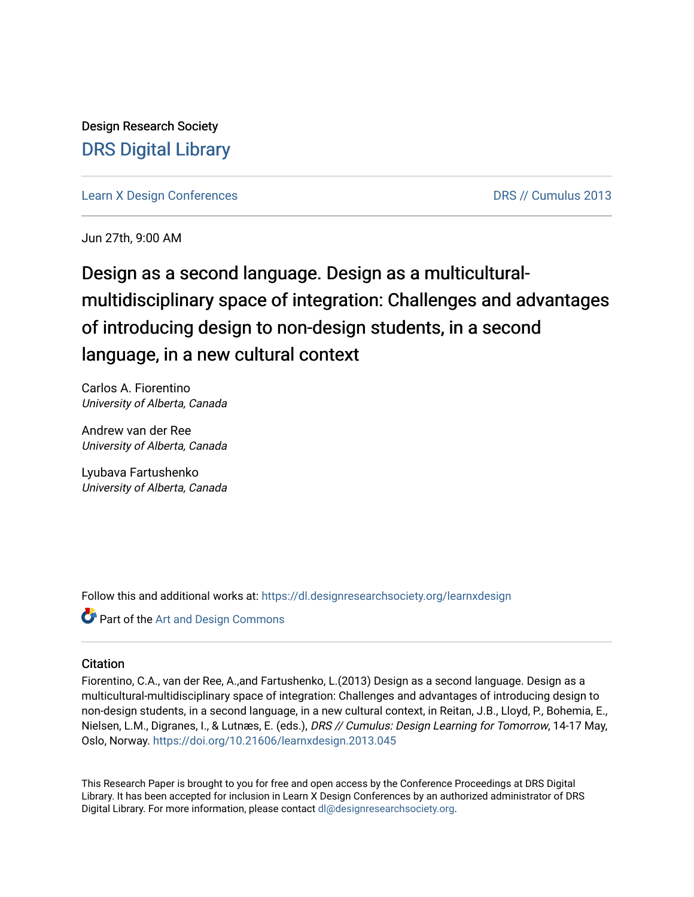Design Research Society

DRS Digital Library

Learn X Design Conferences | DRS // Cumulus 2013

Jun 27th, 9:00 AM

# Design as a second language. Design as a multicultural-multidisciplinary space of integration: Challenges and advantages of introducing design to non-design students, in a second language, in a new cultural context

Carlos A. Fiorentino
*University of Alberta, Canada*

Andrew van der Ree
*University of Alberta, Canada*

Lyubava Fartushenko
*University of Alberta, Canada*

Follow this and additional works at: https://dl.designresearchsociety.org/learnxdesign

Part of the Art and Design Commons

## Citation

Fiorentino, C.A., van der Ree, A.,and Fartushenko, L.(2013) Design as a second language. Design as a multicultural-multidisciplinary space of integration: Challenges and advantages of introducing design to non-design students, in a second language, in a new cultural context, in Reitan, J.B., Lloyd, P., Bohemia, E., Nielsen, L.M., Digranes, I., & Lutnæs, E. (eds.), *DRS // Cumulus: Design Learning for Tomorrow*, 14-17 May, Oslo, Norway. https://doi.org/10.21606/learnxdesign.2013.045

This Research Paper is brought to you for free and open access by the Conference Proceedings at DRS Digital Library. It has been accepted for inclusion in Learn X Design Conferences by an authorized administrator of DRS Digital Library. For more information, please contact dl@designresearchsociety.org.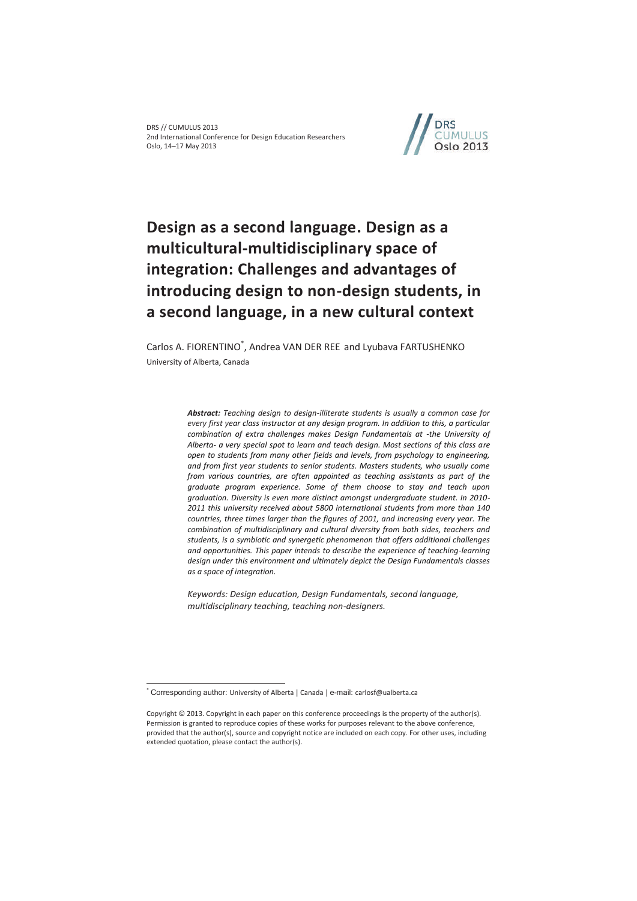# Design as a second language. Design as a multicultural-multidisciplinary space of integration: Challenges and advantages of introducing design to non-design students, in a second language, in a new cultural context

Carlos A. FIORENTINO[*], Andrea VAN DER REE and Lyubava FARTUSHENKO

University of Alberta, Canada

> ***Abstract:*** *Teaching design to design-illiterate students is usually a common case for every first year class instructor at any design program. In addition to this, a particular combination of extra challenges makes Design Fundamentals at -the University of Alberta- a very special spot to learn and teach design. Most sections of this class are open to students from many other fields and levels, from psychology to engineering, and from first year students to senior students. Masters students, who usually come from various countries, are often appointed as teaching assistants as part of the graduate program experience. Some of them choose to stay and teach upon graduation. Diversity is even more distinct amongst undergraduate student. In 2010-2011 this university received about 5800 international students from more than 140 countries, three times larger than the figures of 2001, and increasing every year. The combination of multidisciplinary and cultural diversity from both sides, teachers and students, is a symbiotic and synergetic phenomenon that offers additional challenges and opportunities. This paper intends to describe the experience of teaching-learning design under this environment and ultimately depict the Design Fundamentals classes as a space of integration.*
>
> *Keywords: Design education, Design Fundamentals, second language, multidisciplinary teaching, teaching non-designers.*

[*] Corresponding author: University of Alberta | Canada | e-mail: carlosf@ualberta.ca

Copyright © 2013. Copyright in each paper on this conference proceedings is the property of the author(s). Permission is granted to reproduce copies of these works for purposes relevant to the above conference, provided that the author(s), source and copyright notice are included on each copy. For other uses, including extended quotation, please contact the author(s).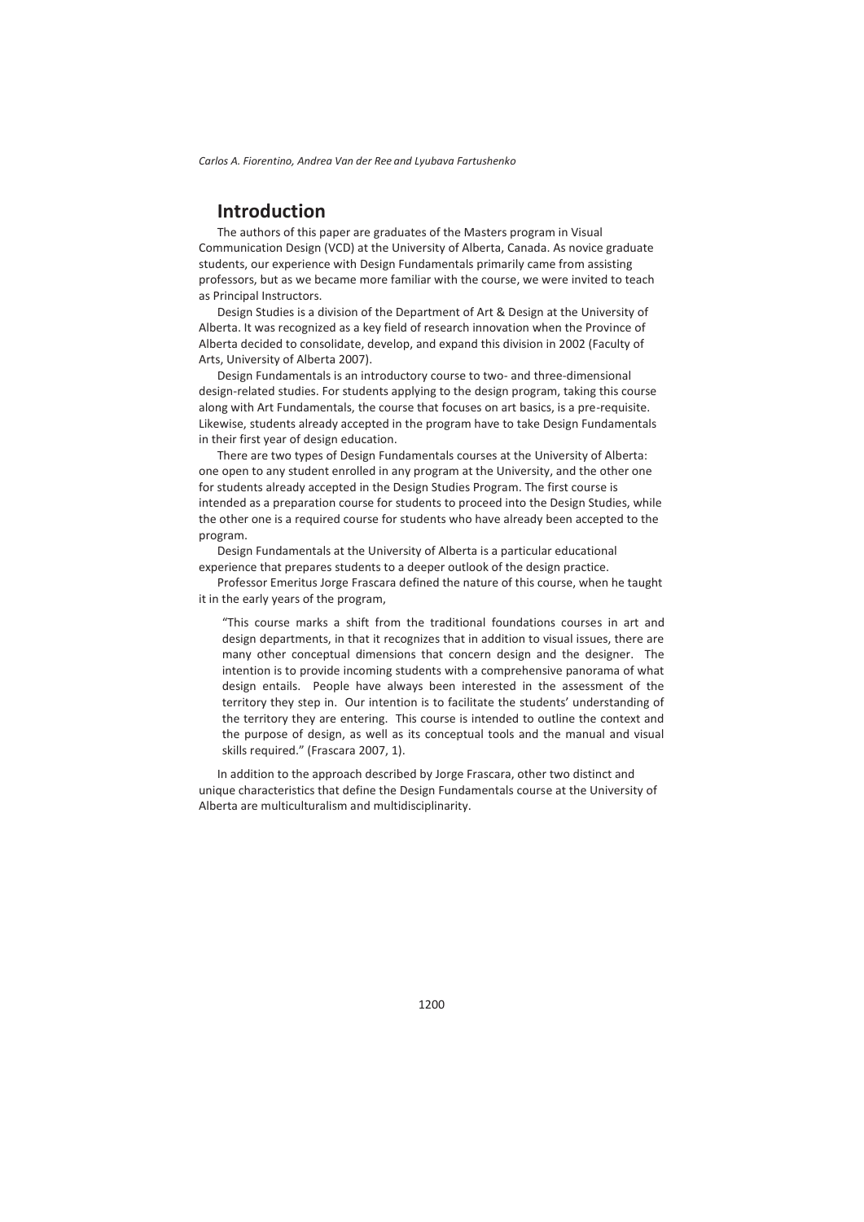## Introduction

The authors of this paper are graduates of the Masters program in Visual Communication Design (VCD) at the University of Alberta, Canada. As novice graduate students, our experience with Design Fundamentals primarily came from assisting professors, but as we became more familiar with the course, we were invited to teach as Principal Instructors.

Design Studies is a division of the Department of Art & Design at the University of Alberta. It was recognized as a key field of research innovation when the Province of Alberta decided to consolidate, develop, and expand this division in 2002 (Faculty of Arts, University of Alberta 2007).

Design Fundamentals is an introductory course to two- and three-dimensional design-related studies. For students applying to the design program, taking this course along with Art Fundamentals, the course that focuses on art basics, is a pre-requisite. Likewise, students already accepted in the program have to take Design Fundamentals in their first year of design education.

There are two types of Design Fundamentals courses at the University of Alberta: one open to any student enrolled in any program at the University, and the other one for students already accepted in the Design Studies Program. The first course is intended as a preparation course for students to proceed into the Design Studies, while the other one is a required course for students who have already been accepted to the program.

Design Fundamentals at the University of Alberta is a particular educational experience that prepares students to a deeper outlook of the design practice.

Professor Emeritus Jorge Frascara defined the nature of this course, when he taught it in the early years of the program,

> "This course marks a shift from the traditional foundations courses in art and design departments, in that it recognizes that in addition to visual issues, there are many other conceptual dimensions that concern design and the designer. The intention is to provide incoming students with a comprehensive panorama of what design entails. People have always been interested in the assessment of the territory they step in. Our intention is to facilitate the students' understanding of the territory they are entering. This course is intended to outline the context and the purpose of design, as well as its conceptual tools and the manual and visual skills required." (Frascara 2007, 1).

In addition to the approach described by Jorge Frascara, other two distinct and unique characteristics that define the Design Fundamentals course at the University of Alberta are multiculturalism and multidisciplinarity.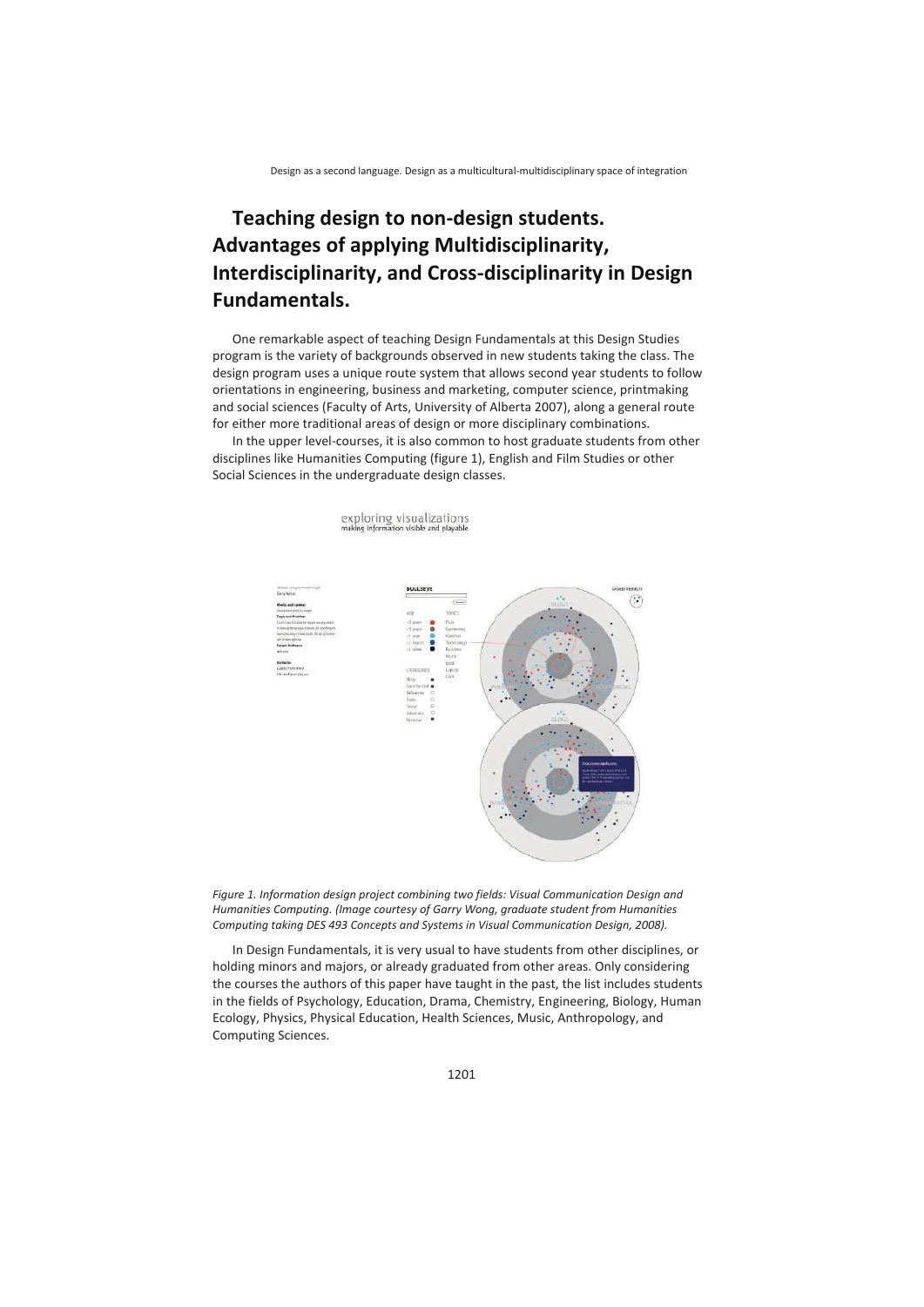## Teaching design to non-design students. Advantages of applying Multidisciplinarity, Interdisciplinarity, and Cross-disciplinarity in Design Fundamentals.

One remarkable aspect of teaching Design Fundamentals at this Design Studies program is the variety of backgrounds observed in new students taking the class. The design program uses a unique route system that allows second year students to follow orientations in engineering, business and marketing, computer science, printmaking and social sciences (Faculty of Arts, University of Alberta 2007), along a general route for either more traditional areas of design or more disciplinary combinations.

In the upper level-courses, it is also common to host graduate students from other disciplines like Humanities Computing (figure 1), English and Film Studies or other Social Sciences in the undergraduate design classes.

*Figure 1. Information design project combining two fields: Visual Communication Design and Humanities Computing. (Image courtesy of Garry Wong, graduate student from Humanities Computing taking DES 493 Concepts and Systems in Visual Communication Design, 2008).*

In Design Fundamentals, it is very usual to have students from other disciplines, or holding minors and majors, or already graduated from other areas. Only considering the courses the authors of this paper have taught in the past, the list includes students in the fields of Psychology, Education, Drama, Chemistry, Engineering, Biology, Human Ecology, Physics, Physical Education, Health Sciences, Music, Anthropology, and Computing Sciences.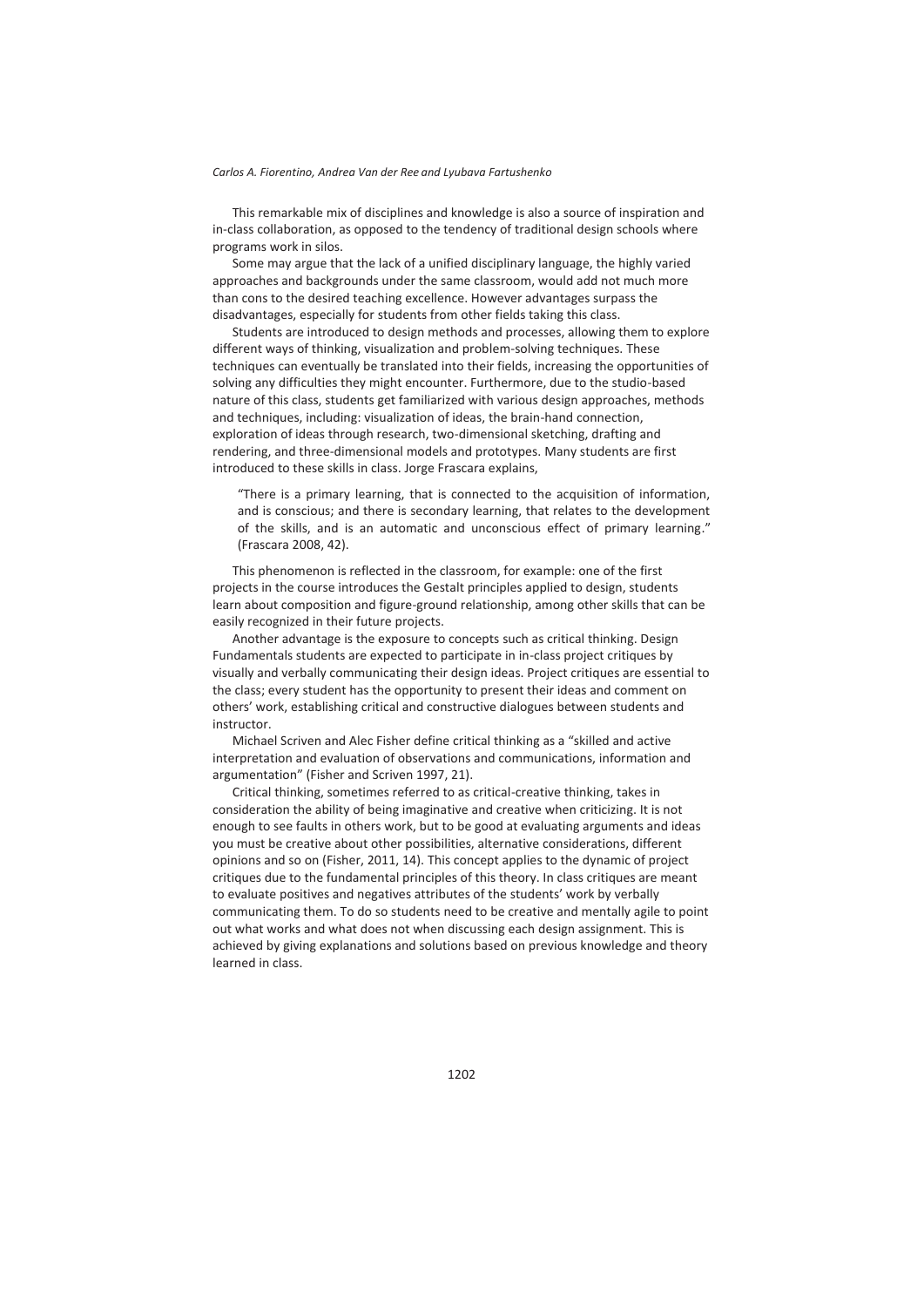This remarkable mix of disciplines and knowledge is also a source of inspiration and in-class collaboration, as opposed to the tendency of traditional design schools where programs work in silos.

Some may argue that the lack of a unified disciplinary language, the highly varied approaches and backgrounds under the same classroom, would add not much more than cons to the desired teaching excellence. However advantages surpass the disadvantages, especially for students from other fields taking this class.

Students are introduced to design methods and processes, allowing them to explore different ways of thinking, visualization and problem-solving techniques. These techniques can eventually be translated into their fields, increasing the opportunities of solving any difficulties they might encounter. Furthermore, due to the studio-based nature of this class, students get familiarized with various design approaches, methods and techniques, including: visualization of ideas, the brain-hand connection, exploration of ideas through research, two-dimensional sketching, drafting and rendering, and three-dimensional models and prototypes. Many students are first introduced to these skills in class. Jorge Frascara explains,

> "There is a primary learning, that is connected to the acquisition of information, and is conscious; and there is secondary learning, that relates to the development of the skills, and is an automatic and unconscious effect of primary learning." (Frascara 2008, 42).

This phenomenon is reflected in the classroom, for example: one of the first projects in the course introduces the Gestalt principles applied to design, students learn about composition and figure-ground relationship, among other skills that can be easily recognized in their future projects.

Another advantage is the exposure to concepts such as critical thinking. Design Fundamentals students are expected to participate in in-class project critiques by visually and verbally communicating their design ideas. Project critiques are essential to the class; every student has the opportunity to present their ideas and comment on others' work, establishing critical and constructive dialogues between students and instructor.

Michael Scriven and Alec Fisher define critical thinking as a "skilled and active interpretation and evaluation of observations and communications, information and argumentation" (Fisher and Scriven 1997, 21).

Critical thinking, sometimes referred to as critical-creative thinking, takes in consideration the ability of being imaginative and creative when criticizing. It is not enough to see faults in others work, but to be good at evaluating arguments and ideas you must be creative about other possibilities, alternative considerations, different opinions and so on (Fisher, 2011, 14). This concept applies to the dynamic of project critiques due to the fundamental principles of this theory. In class critiques are meant to evaluate positives and negatives attributes of the students' work by verbally communicating them. To do so students need to be creative and mentally agile to point out what works and what does not when discussing each design assignment. This is achieved by giving explanations and solutions based on previous knowledge and theory learned in class.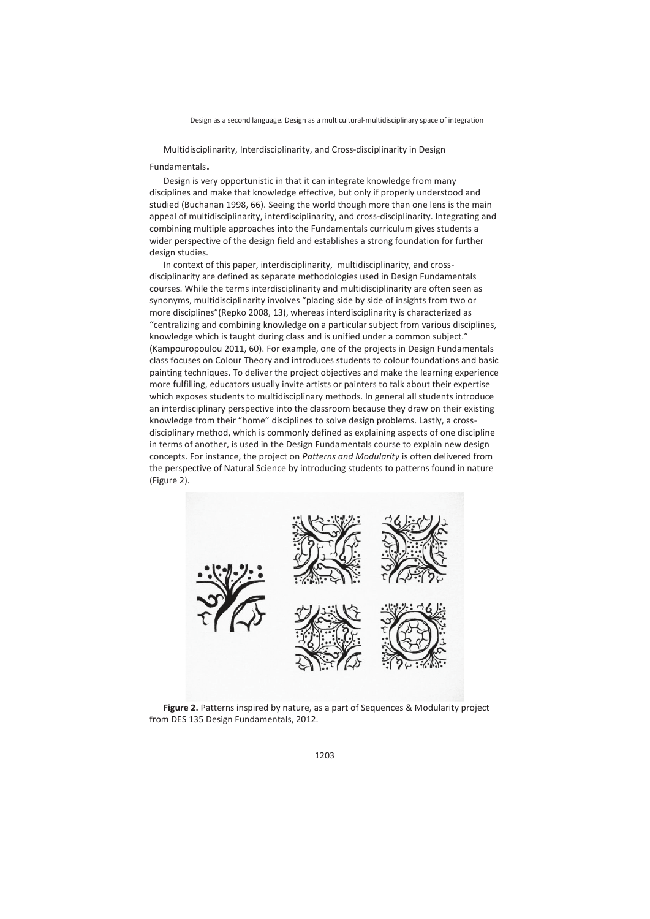## Multidisciplinarity, Interdisciplinarity, and Cross-disciplinarity in Design Fundamentals.

Design is very opportunistic in that it can integrate knowledge from many disciplines and make that knowledge effective, but only if properly understood and studied (Buchanan 1998, 66). Seeing the world though more than one lens is the main appeal of multidisciplinarity, interdisciplinarity, and cross-disciplinarity. Integrating and combining multiple approaches into the Fundamentals curriculum gives students a wider perspective of the design field and establishes a strong foundation for further design studies.

In context of this paper, interdisciplinarity, multidisciplinarity, and cross-disciplinarity are defined as separate methodologies used in Design Fundamentals courses. While the terms interdisciplinarity and multidisciplinarity are often seen as synonyms, multidisciplinarity involves "placing side by side of insights from two or more disciplines"(Repko 2008, 13), whereas interdisciplinarity is characterized as "centralizing and combining knowledge on a particular subject from various disciplines, knowledge which is taught during class and is unified under a common subject." (Kampouropoulou 2011, 60). For example, one of the projects in Design Fundamentals class focuses on Colour Theory and introduces students to colour foundations and basic painting techniques. To deliver the project objectives and make the learning experience more fulfilling, educators usually invite artists or painters to talk about their expertise which exposes students to multidisciplinary methods. In general all students introduce an interdisciplinary perspective into the classroom because they draw on their existing knowledge from their "home" disciplines to solve design problems. Lastly, a cross-disciplinary method, which is commonly defined as explaining aspects of one discipline in terms of another, is used in the Design Fundamentals course to explain new design concepts. For instance, the project on *Patterns and Modularity* is often delivered from the perspective of Natural Science by introducing students to patterns found in nature (Figure 2).

**Figure 2.** Patterns inspired by nature, as a part of Sequences & Modularity project from DES 135 Design Fundamentals, 2012.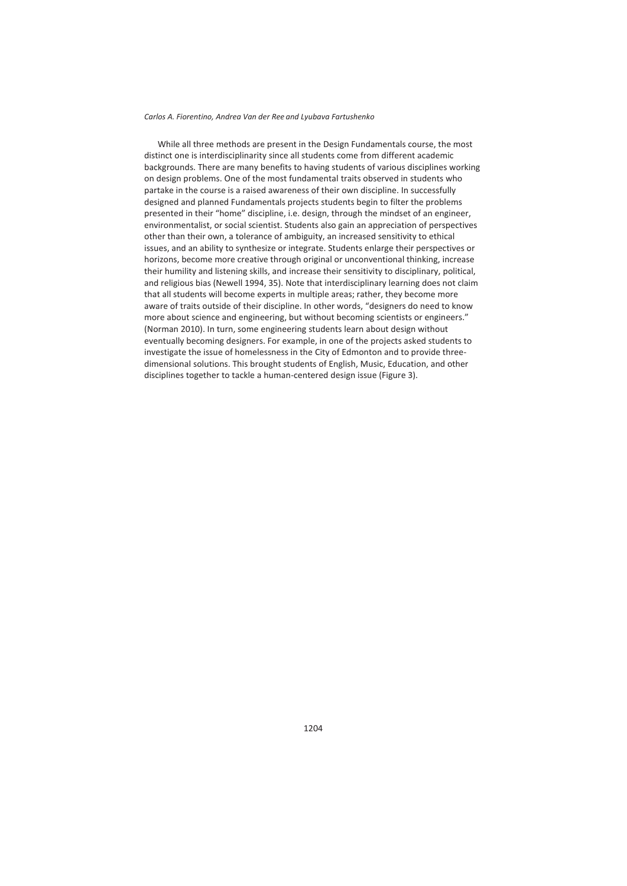While all three methods are present in the Design Fundamentals course, the most distinct one is interdisciplinarity since all students come from different academic backgrounds. There are many benefits to having students of various disciplines working on design problems. One of the most fundamental traits observed in students who partake in the course is a raised awareness of their own discipline. In successfully designed and planned Fundamentals projects students begin to filter the problems presented in their "home" discipline, i.e. design, through the mindset of an engineer, environmentalist, or social scientist. Students also gain an appreciation of perspectives other than their own, a tolerance of ambiguity, an increased sensitivity to ethical issues, and an ability to synthesize or integrate. Students enlarge their perspectives or horizons, become more creative through original or unconventional thinking, increase their humility and listening skills, and increase their sensitivity to disciplinary, political, and religious bias (Newell 1994, 35). Note that interdisciplinary learning does not claim that all students will become experts in multiple areas; rather, they become more aware of traits outside of their discipline. In other words, "designers do need to know more about science and engineering, but without becoming scientists or engineers." (Norman 2010). In turn, some engineering students learn about design without eventually becoming designers. For example, in one of the projects asked students to investigate the issue of homelessness in the City of Edmonton and to provide three-dimensional solutions. This brought students of English, Music, Education, and other disciplines together to tackle a human-centered design issue (Figure 3).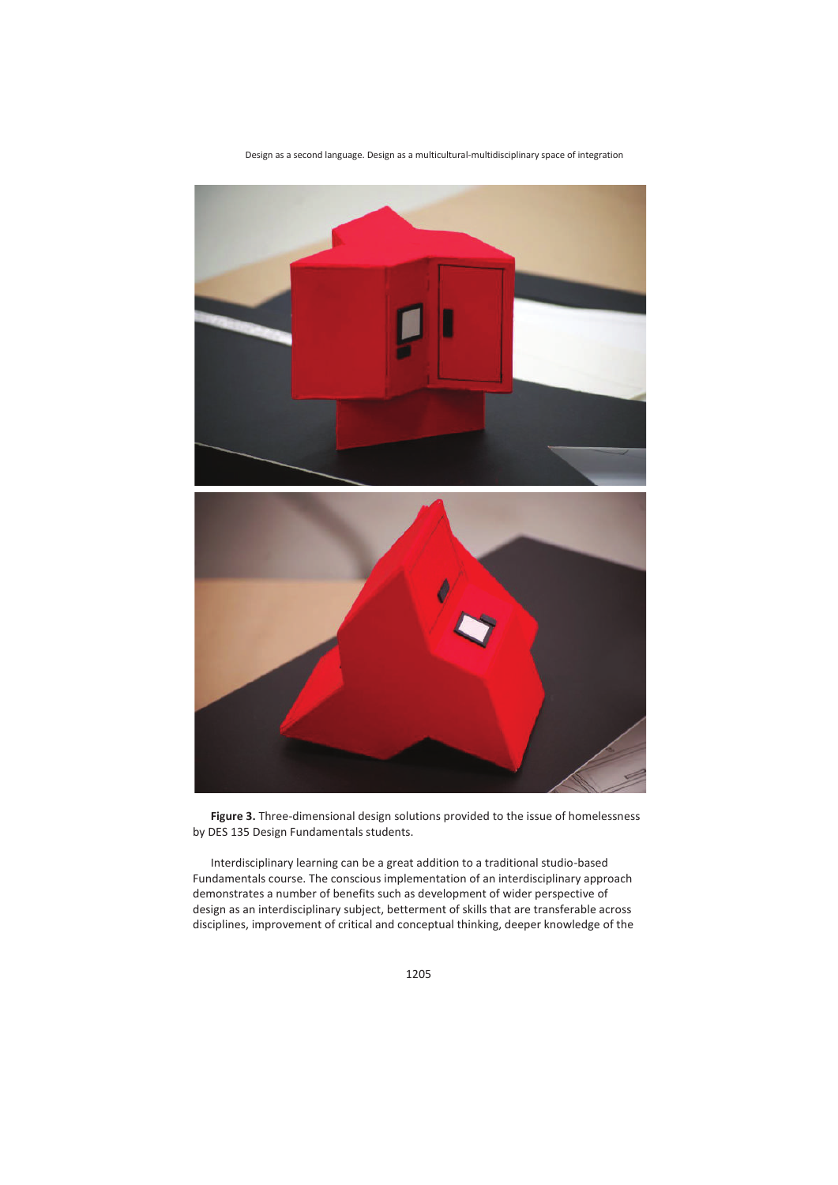**Figure 3.** Three-dimensional design solutions provided to the issue of homelessness by DES 135 Design Fundamentals students.

Interdisciplinary learning can be a great addition to a traditional studio-based Fundamentals course. The conscious implementation of an interdisciplinary approach demonstrates a number of benefits such as development of wider perspective of design as an interdisciplinary subject, betterment of skills that are transferable across disciplines, improvement of critical and conceptual thinking, deeper knowledge of the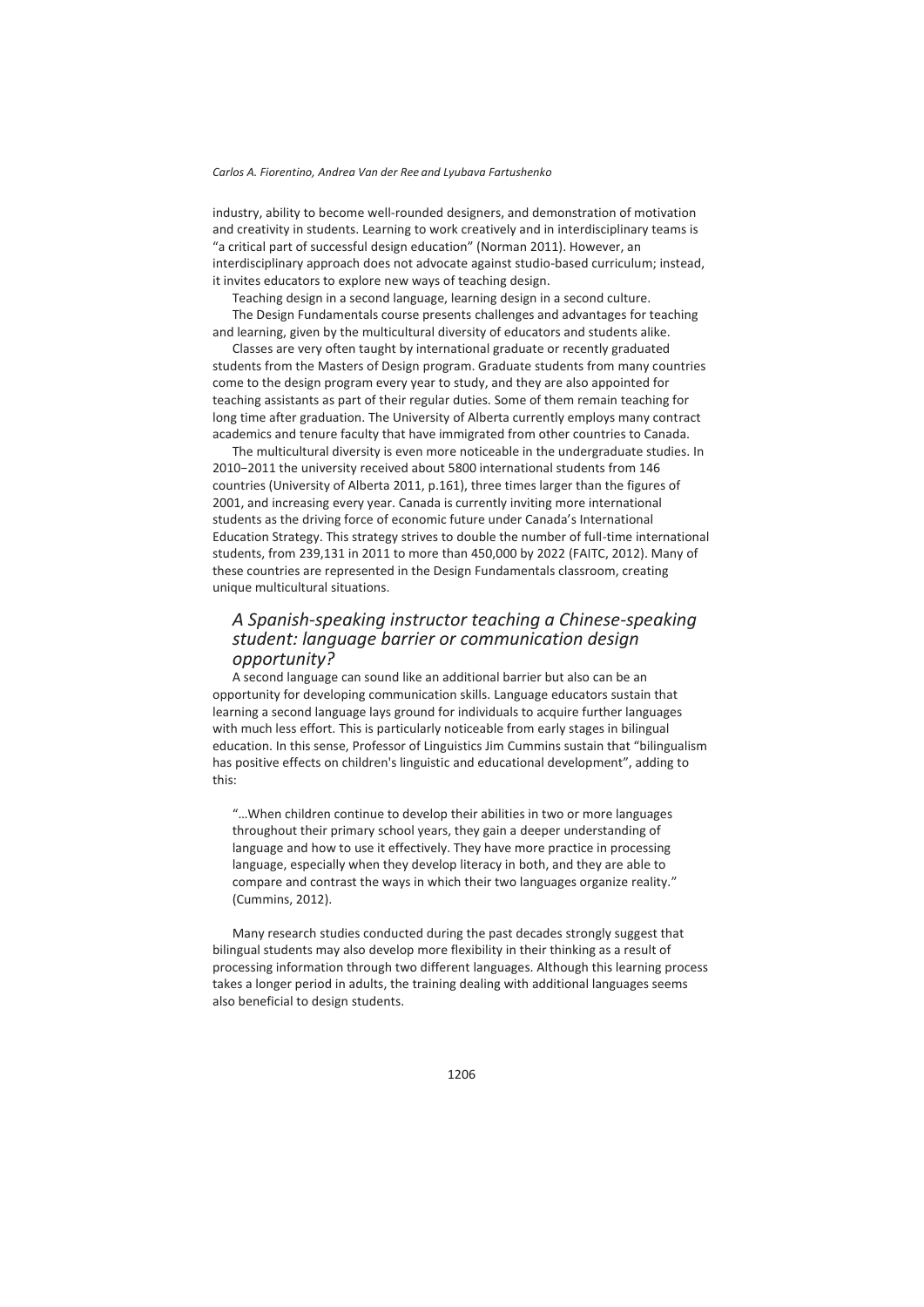industry, ability to become well-rounded designers, and demonstration of motivation and creativity in students. Learning to work creatively and in interdisciplinary teams is "a critical part of successful design education" (Norman 2011). However, an interdisciplinary approach does not advocate against studio-based curriculum; instead, it invites educators to explore new ways of teaching design.

Teaching design in a second language, learning design in a second culture.

The Design Fundamentals course presents challenges and advantages for teaching and learning, given by the multicultural diversity of educators and students alike.

Classes are very often taught by international graduate or recently graduated students from the Masters of Design program. Graduate students from many countries come to the design program every year to study, and they are also appointed for teaching assistants as part of their regular duties. Some of them remain teaching for long time after graduation. The University of Alberta currently employs many contract academics and tenure faculty that have immigrated from other countries to Canada.

The multicultural diversity is even more noticeable in the undergraduate studies. In 2010–2011 the university received about 5800 international students from 146 countries (University of Alberta 2011, p.161), three times larger than the figures of 2001, and increasing every year. Canada is currently inviting more international students as the driving force of economic future under Canada's International Education Strategy. This strategy strives to double the number of full-time international students, from 239,131 in 2011 to more than 450,000 by 2022 (FAITC, 2012). Many of these countries are represented in the Design Fundamentals classroom, creating unique multicultural situations.

## *A Spanish-speaking instructor teaching a Chinese-speaking student: language barrier or communication design opportunity?*

A second language can sound like an additional barrier but also can be an opportunity for developing communication skills. Language educators sustain that learning a second language lays ground for individuals to acquire further languages with much less effort. This is particularly noticeable from early stages in bilingual education. In this sense, Professor of Linguistics Jim Cummins sustain that "bilingualism has positive effects on children's linguistic and educational development", adding to this:

> "…When children continue to develop their abilities in two or more languages throughout their primary school years, they gain a deeper understanding of language and how to use it effectively. They have more practice in processing language, especially when they develop literacy in both, and they are able to compare and contrast the ways in which their two languages organize reality." (Cummins, 2012).

Many research studies conducted during the past decades strongly suggest that bilingual students may also develop more flexibility in their thinking as a result of processing information through two different languages. Although this learning process takes a longer period in adults, the training dealing with additional languages seems also beneficial to design students.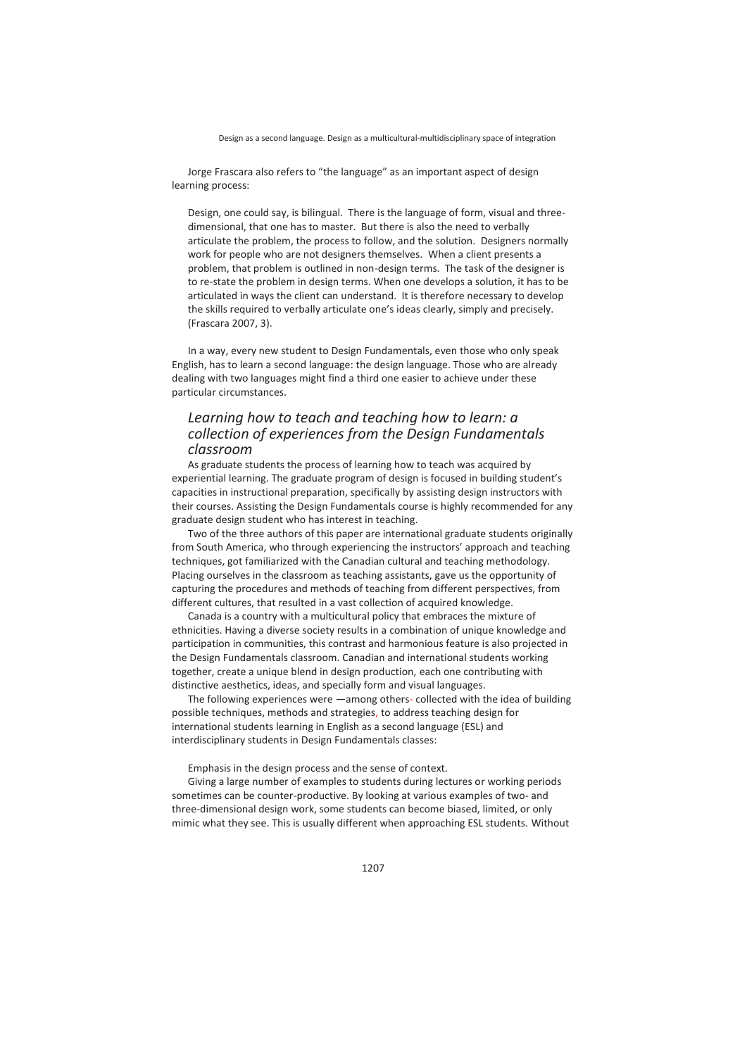Jorge Frascara also refers to "the language" as an important aspect of design learning process:

> Design, one could say, is bilingual. There is the language of form, visual and three-dimensional, that one has to master. But there is also the need to verbally articulate the problem, the process to follow, and the solution. Designers normally work for people who are not designers themselves. When a client presents a problem, that problem is outlined in non-design terms. The task of the designer is to re-state the problem in design terms. When one develops a solution, it has to be articulated in ways the client can understand. It is therefore necessary to develop the skills required to verbally articulate one's ideas clearly, simply and precisely. (Frascara 2007, 3).

In a way, every new student to Design Fundamentals, even those who only speak English, has to learn a second language: the design language. Those who are already dealing with two languages might find a third one easier to achieve under these particular circumstances.

## *Learning how to teach and teaching how to learn: a collection of experiences from the Design Fundamentals classroom*

As graduate students the process of learning how to teach was acquired by experiential learning. The graduate program of design is focused in building student's capacities in instructional preparation, specifically by assisting design instructors with their courses. Assisting the Design Fundamentals course is highly recommended for any graduate design student who has interest in teaching.

Two of the three authors of this paper are international graduate students originally from South America, who through experiencing the instructors' approach and teaching techniques, got familiarized with the Canadian cultural and teaching methodology. Placing ourselves in the classroom as teaching assistants, gave us the opportunity of capturing the procedures and methods of teaching from different perspectives, from different cultures, that resulted in a vast collection of acquired knowledge.

Canada is a country with a multicultural policy that embraces the mixture of ethnicities. Having a diverse society results in a combination of unique knowledge and participation in communities, this contrast and harmonious feature is also projected in the Design Fundamentals classroom. Canadian and international students working together, create a unique blend in design production, each one contributing with distinctive aesthetics, ideas, and specially form and visual languages.

The following experiences were —among others- collected with the idea of building possible techniques, methods and strategies, to address teaching design for international students learning in English as a second language (ESL) and interdisciplinary students in Design Fundamentals classes:

Emphasis in the design process and the sense of context.

Giving a large number of examples to students during lectures or working periods sometimes can be counter-productive. By looking at various examples of two- and three-dimensional design work, some students can become biased, limited, or only mimic what they see. This is usually different when approaching ESL students. Without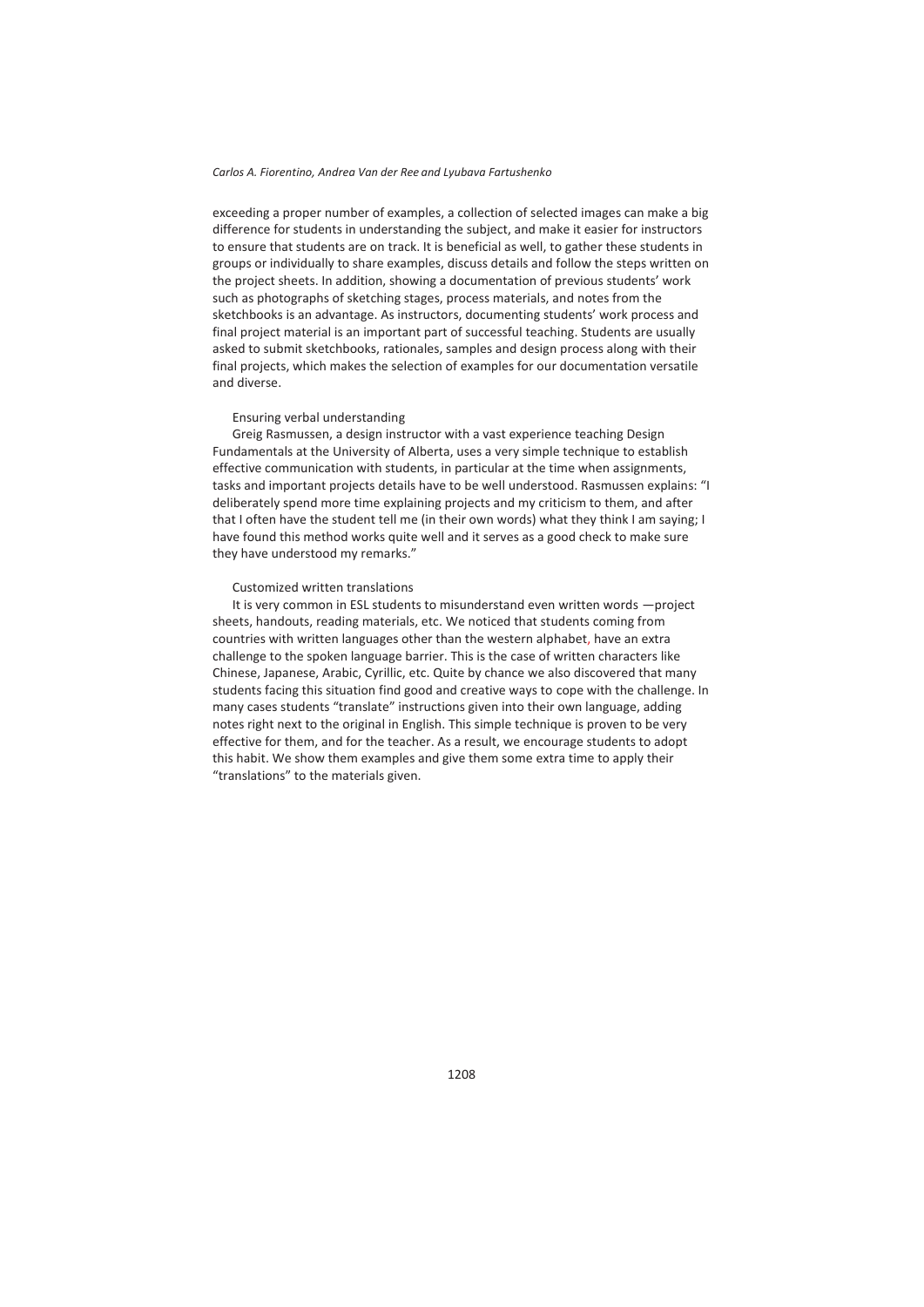exceeding a proper number of examples, a collection of selected images can make a big difference for students in understanding the subject, and make it easier for instructors to ensure that students are on track. It is beneficial as well, to gather these students in groups or individually to share examples, discuss details and follow the steps written on the project sheets. In addition, showing a documentation of previous students' work such as photographs of sketching stages, process materials, and notes from the sketchbooks is an advantage. As instructors, documenting students' work process and final project material is an important part of successful teaching. Students are usually asked to submit sketchbooks, rationales, samples and design process along with their final projects, which makes the selection of examples for our documentation versatile and diverse.

### Ensuring verbal understanding

Greig Rasmussen, a design instructor with a vast experience teaching Design Fundamentals at the University of Alberta, uses a very simple technique to establish effective communication with students, in particular at the time when assignments, tasks and important projects details have to be well understood. Rasmussen explains: "I deliberately spend more time explaining projects and my criticism to them, and after that I often have the student tell me (in their own words) what they think I am saying; I have found this method works quite well and it serves as a good check to make sure they have understood my remarks."

### Customized written translations

It is very common in ESL students to misunderstand even written words —project sheets, handouts, reading materials, etc. We noticed that students coming from countries with written languages other than the western alphabet, have an extra challenge to the spoken language barrier. This is the case of written characters like Chinese, Japanese, Arabic, Cyrillic, etc. Quite by chance we also discovered that many students facing this situation find good and creative ways to cope with the challenge. In many cases students "translate" instructions given into their own language, adding notes right next to the original in English. This simple technique is proven to be very effective for them, and for the teacher. As a result, we encourage students to adopt this habit. We show them examples and give them some extra time to apply their "translations" to the materials given.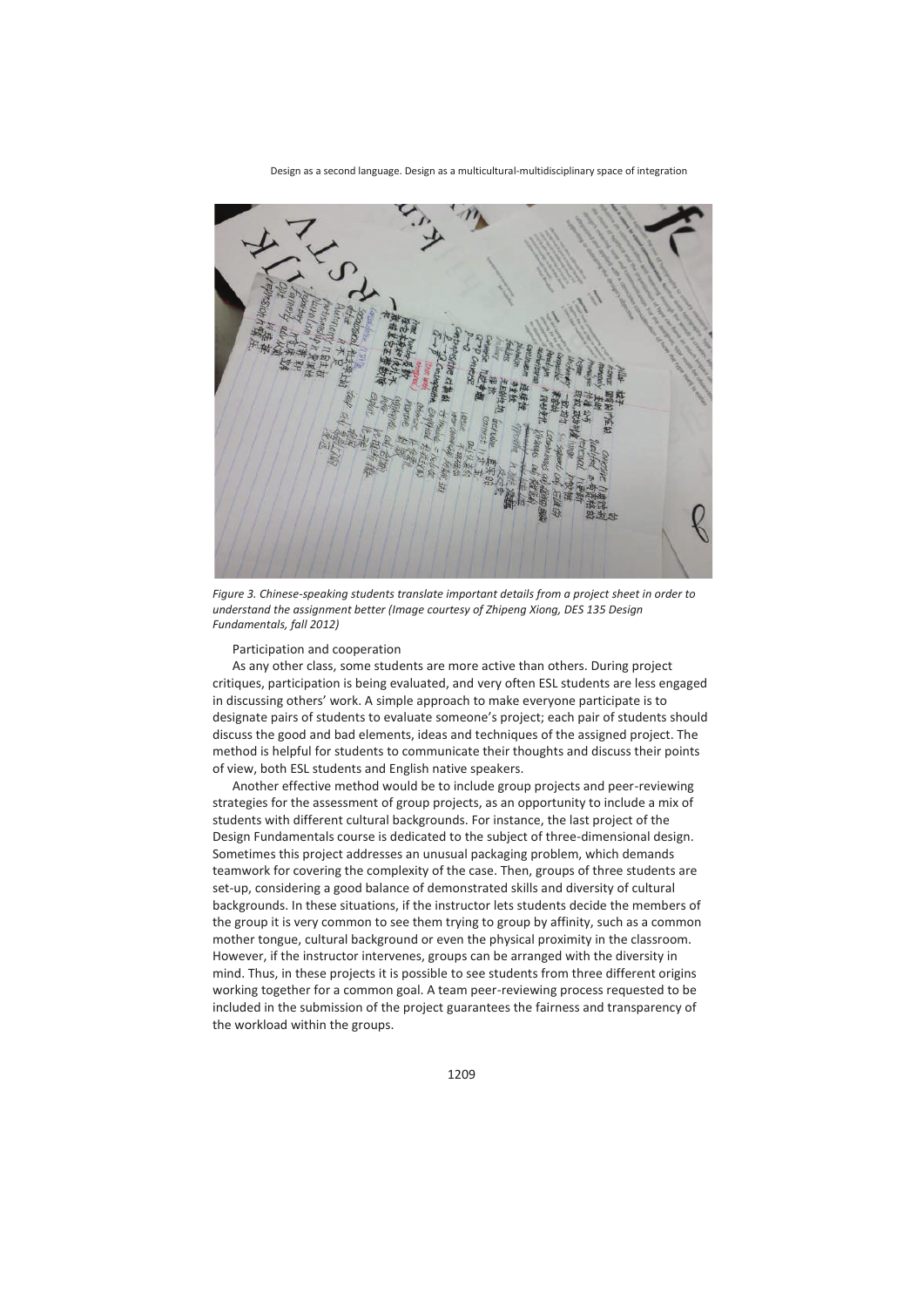*Figure 3. Chinese-speaking students translate important details from a project sheet in order to understand the assignment better (Image courtesy of Zhipeng Xiong, DES 135 Design Fundamentals, fall 2012)*

Participation and cooperation

As any other class, some students are more active than others. During project critiques, participation is being evaluated, and very often ESL students are less engaged in discussing others' work. A simple approach to make everyone participate is to designate pairs of students to evaluate someone's project; each pair of students should discuss the good and bad elements, ideas and techniques of the assigned project. The method is helpful for students to communicate their thoughts and discuss their points of view, both ESL students and English native speakers.

Another effective method would be to include group projects and peer-reviewing strategies for the assessment of group projects, as an opportunity to include a mix of students with different cultural backgrounds. For instance, the last project of the Design Fundamentals course is dedicated to the subject of three-dimensional design. Sometimes this project addresses an unusual packaging problem, which demands teamwork for covering the complexity of the case. Then, groups of three students are set-up, considering a good balance of demonstrated skills and diversity of cultural backgrounds. In these situations, if the instructor lets students decide the members of the group it is very common to see them trying to group by affinity, such as a common mother tongue, cultural background or even the physical proximity in the classroom. However, if the instructor intervenes, groups can be arranged with the diversity in mind. Thus, in these projects it is possible to see students from three different origins working together for a common goal. A team peer-reviewing process requested to be included in the submission of the project guarantees the fairness and transparency of the workload within the groups.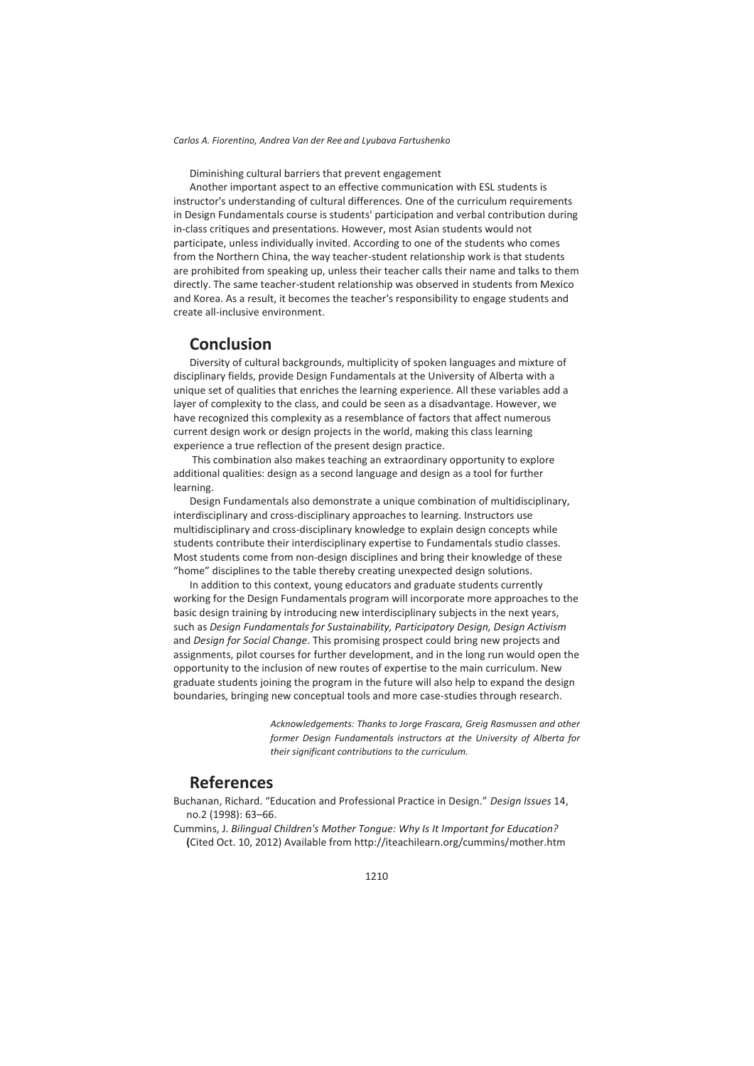Diminishing cultural barriers that prevent engagement

Another important aspect to an effective communication with ESL students is instructor's understanding of cultural differences. One of the curriculum requirements in Design Fundamentals course is students' participation and verbal contribution during in-class critiques and presentations. However, most Asian students would not participate, unless individually invited. According to one of the students who comes from the Northern China, the way teacher-student relationship work is that students are prohibited from speaking up, unless their teacher calls their name and talks to them directly. The same teacher-student relationship was observed in students from Mexico and Korea. As a result, it becomes the teacher's responsibility to engage students and create all-inclusive environment.

## Conclusion

Diversity of cultural backgrounds, multiplicity of spoken languages and mixture of disciplinary fields, provide Design Fundamentals at the University of Alberta with a unique set of qualities that enriches the learning experience. All these variables add a layer of complexity to the class, and could be seen as a disadvantage. However, we have recognized this complexity as a resemblance of factors that affect numerous current design work or design projects in the world, making this class learning experience a true reflection of the present design practice.

This combination also makes teaching an extraordinary opportunity to explore additional qualities: design as a second language and design as a tool for further learning.

Design Fundamentals also demonstrate a unique combination of multidisciplinary, interdisciplinary and cross-disciplinary approaches to learning. Instructors use multidisciplinary and cross-disciplinary knowledge to explain design concepts while students contribute their interdisciplinary expertise to Fundamentals studio classes. Most students come from non-design disciplines and bring their knowledge of these "home" disciplines to the table thereby creating unexpected design solutions.

In addition to this context, young educators and graduate students currently working for the Design Fundamentals program will incorporate more approaches to the basic design training by introducing new interdisciplinary subjects in the next years, such as *Design Fundamentals for Sustainability, Participatory Design, Design Activism* and *Design for Social Change*. This promising prospect could bring new projects and assignments, pilot courses for further development, and in the long run would open the opportunity to the inclusion of new routes of expertise to the main curriculum. New graduate students joining the program in the future will also help to expand the design boundaries, bringing new conceptual tools and more case-studies through research.

*Acknowledgements: Thanks to Jorge Frascara, Greig Rasmussen and other former Design Fundamentals instructors at the University of Alberta for their significant contributions to the curriculum.*

## References

Buchanan, Richard. "Education and Professional Practice in Design." *Design Issues* 14, no.2 (1998): 63–66.

Cummins, J. *Bilingual Children's Mother Tongue: Why Is It Important for Education?* (Cited Oct. 10, 2012) Available from http://iteachilearn.org/cummins/mother.htm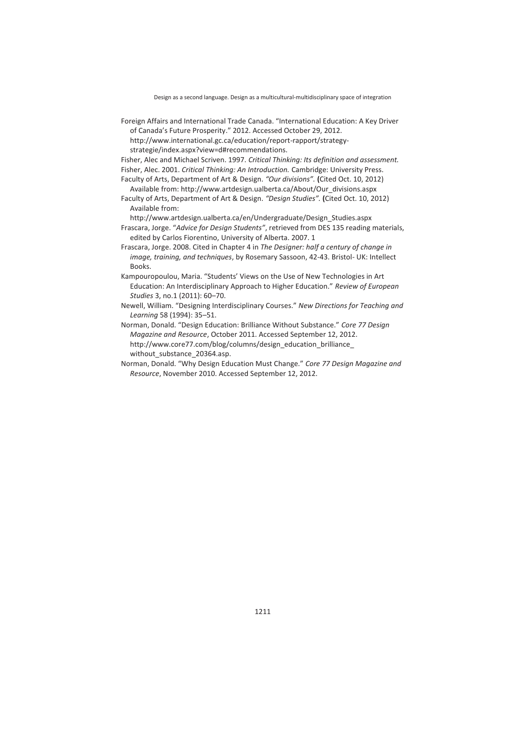Foreign Affairs and International Trade Canada. "International Education: A Key Driver of Canada's Future Prosperity." 2012. Accessed October 29, 2012. http://www.international.gc.ca/education/report-rapport/strategy-strategie/index.aspx?view=d#recommendations.

Fisher, Alec and Michael Scriven. 1997. *Critical Thinking: Its definition and assessment.*

Fisher, Alec. 2001. *Critical Thinking: An Introduction.* Cambridge: University Press.

Faculty of Arts, Department of Art & Design. *"Our divisions".* **(**Cited Oct. 10, 2012) Available from: http://www.artdesign.ualberta.ca/About/Our_divisions.aspx

Faculty of Arts, Department of Art & Design. *"Design Studies".* **(**Cited Oct. 10, 2012) Available from: http://www.artdesign.ualberta.ca/en/Undergraduate/Design_Studies.aspx

Frascara, Jorge. "*Advice for Design Students"*, retrieved from DES 135 reading materials, edited by Carlos Fiorentino, University of Alberta. 2007. 1

Frascara, Jorge. 2008. Cited in Chapter 4 in *The Designer: half a century of change in image, training, and techniques*, by Rosemary Sassoon, 42-43. Bristol- UK: Intellect Books.

Kampouropoulou, Maria. "Students' Views on the Use of New Technologies in Art Education: An Interdisciplinary Approach to Higher Education." *Review of European Studies* 3, no.1 (2011): 60–70.

Newell, William. "Designing Interdisciplinary Courses." *New Directions for Teaching and Learning* 58 (1994): 35–51.

Norman, Donald. "Design Education: Brilliance Without Substance." *Core 77 Design Magazine and Resource*, October 2011. Accessed September 12, 2012. http://www.core77.com/blog/columns/design_education_brilliance_without_substance_20364.asp.

Norman, Donald. "Why Design Education Must Change." *Core 77 Design Magazine and Resource*, November 2010. Accessed September 12, 2012.